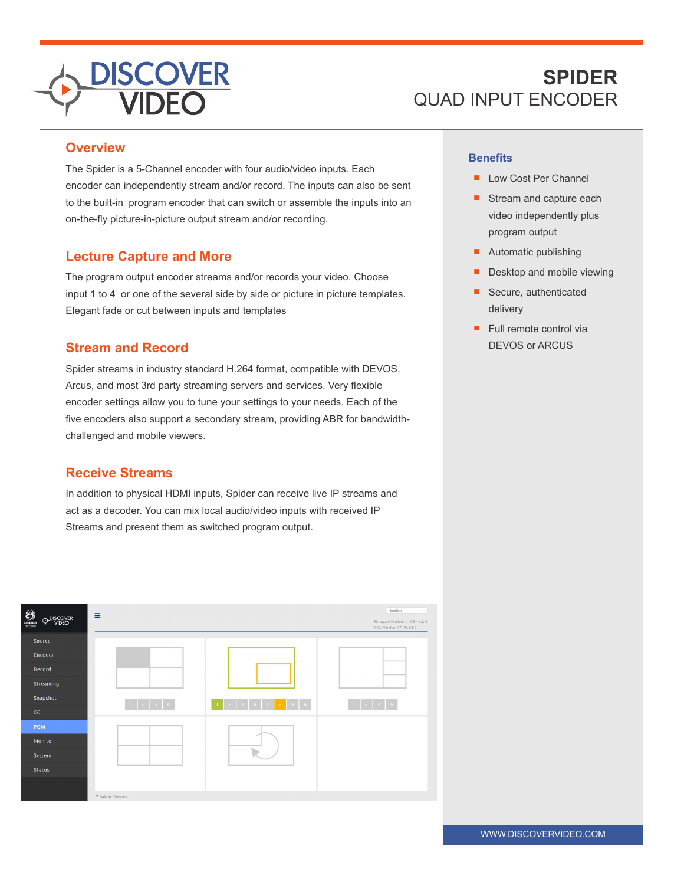# SPIDER
## QUAD INPUT ENCODER

## Overview

The Spider is a 5-Channel encoder with four audio/video inputs. Each encoder can independently stream and/or record. The inputs can also be sent to the built-in program encoder that can switch or assemble the inputs into an on-the-fly picture-in-picture output stream and/or recording.

## Lecture Capture and More

The program output encoder streams and/or records your video. Choose input 1 to 4 or one of the several side by side or picture in picture templates. Elegant fade or cut between inputs and templates

## Stream and Record

Spider streams in industry standard H.264 format, compatible with DEVOS, Arcus, and most 3rd party streaming servers and services. Very flexible encoder settings allow you to tune your settings to your needs. Each of the five encoders also support a secondary stream, providing ABR for bandwidth-challenged and mobile viewers.

## Receive Streams

In addition to physical HDMI inputs, Spider can receive live IP streams and act as a decoder. You can mix local audio/video inputs with received IP Streams and present them as switched program output.

## Benefits

- Low Cost Per Channel
- Stream and capture each video independently plus program output
- Automatic publishing
- Desktop and mobile viewing
- Secure, authenticated delivery
- Full remote control via DEVOS or ARCUS

WWW.DISCOVERVIDEO.COM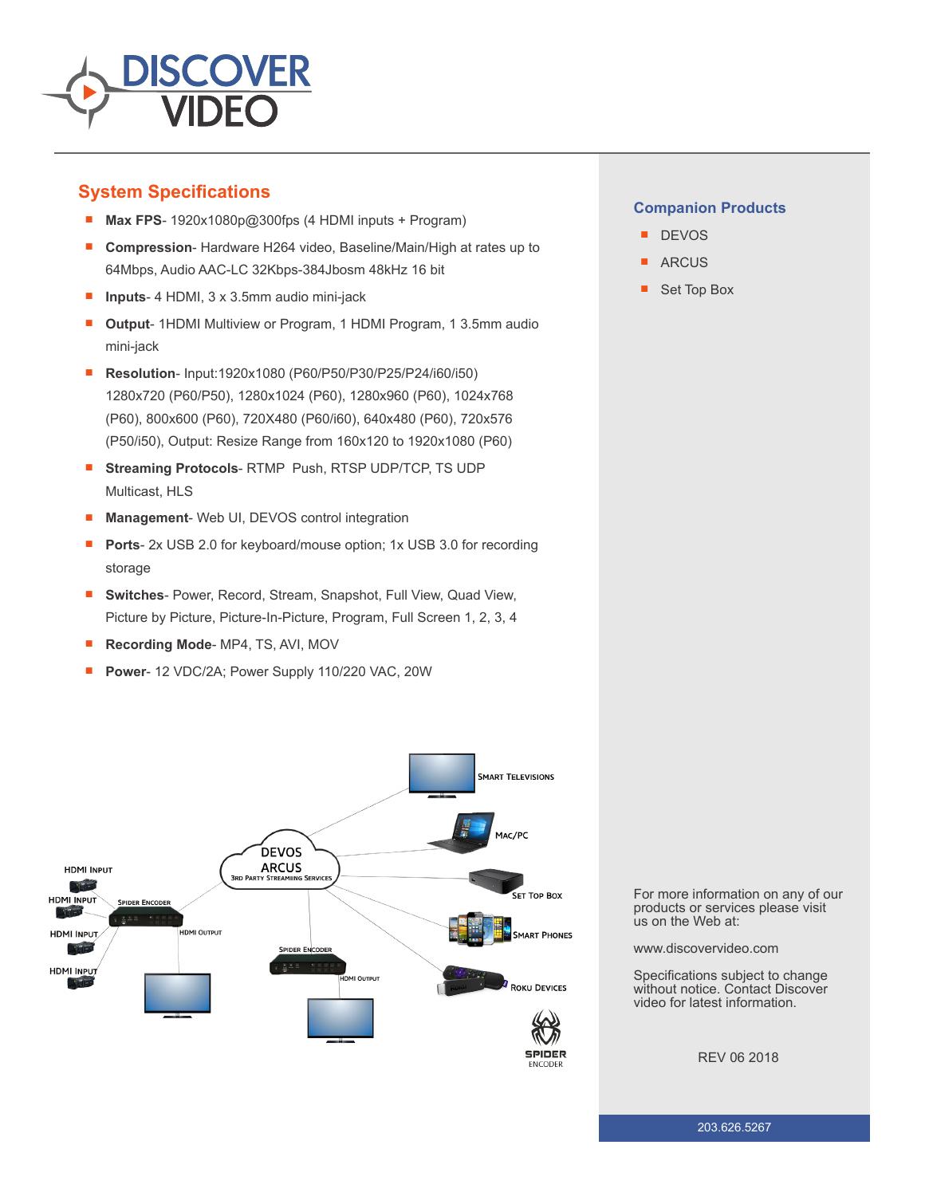## System Specifications

- **Max FPS**- 1920x1080p@300fps (4 HDMI inputs + Program)
- **Compression**- Hardware H264 video, Baseline/Main/High at rates up to 64Mbps, Audio AAC-LC 32Kbps-384Jbosm 48kHz 16 bit
- **Inputs**- 4 HDMI, 3 x 3.5mm audio mini-jack
- **Output**- 1HDMI Multiview or Program, 1 HDMI Program, 1 3.5mm audio mini-jack
- **Resolution**- Input:1920x1080 (P60/P50/P30/P25/P24/i60/i50) 1280x720 (P60/P50), 1280x1024 (P60), 1280x960 (P60), 1024x768 (P60), 800x600 (P60), 720X480 (P60/i60), 640x480 (P60), 720x576 (P50/i50), Output: Resize Range from 160x120 to 1920x1080 (P60)
- **Streaming Protocols**- RTMP Push, RTSP UDP/TCP, TS UDP Multicast, HLS
- **Management**- Web UI, DEVOS control integration
- **Ports**- 2x USB 2.0 for keyboard/mouse option; 1x USB 3.0 for recording storage
- **Switches**- Power, Record, Stream, Snapshot, Full View, Quad View, Picture by Picture, Picture-In-Picture, Program, Full Screen 1, 2, 3, 4
- **Recording Mode**- MP4, TS, AVI, MOV
- **Power**- 12 VDC/2A; Power Supply 110/220 VAC, 20W

HDMI Input
HDMI Input
HDMI Input
HDMI Input
Spider Encoder
HDMI Output
DEVOS
ARCUS
3rd Party Streaming Services
Spider Encoder
HDMI Output
Smart Televisions
Mac/PC
Set Top Box
Smart Phones
Roku Devices
SPIDER ENCODER

## Companion Products

- DEVOS
- ARCUS
- Set Top Box

For more information on any of our products or services please visit us on the Web at:

www.discovervideo.com

Specifications subject to change without notice. Contact Discover video for latest information.

REV 06 2018

203.626.5267